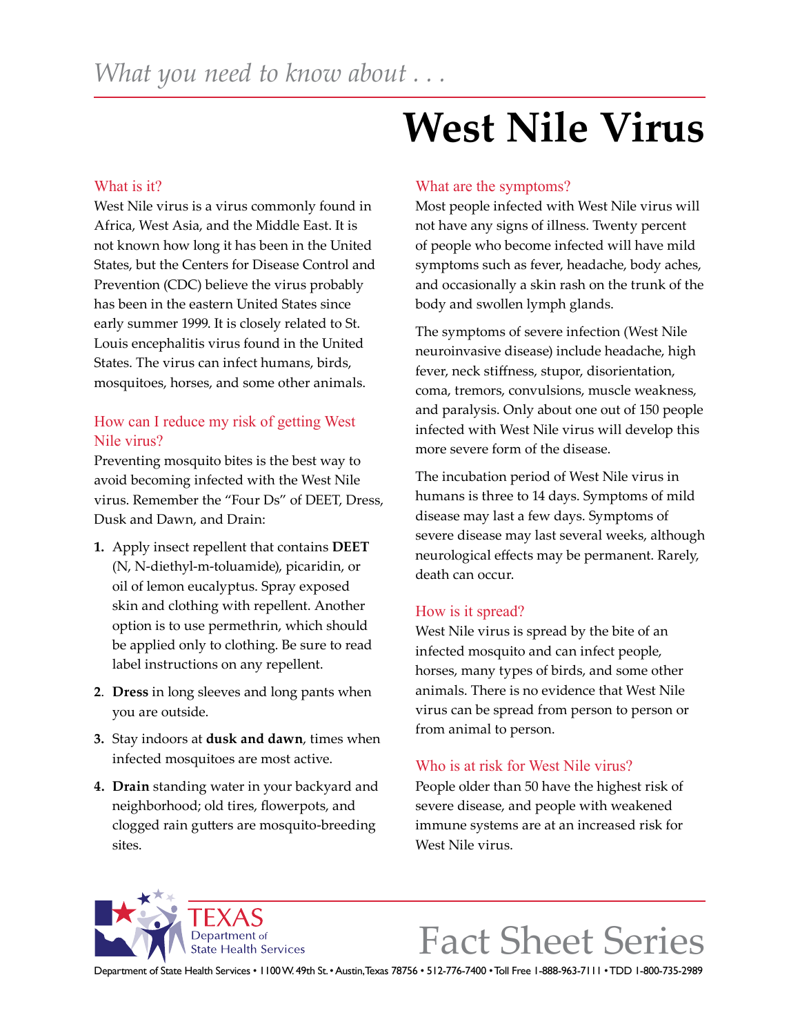*What you need to know about . . .*

# West Nile Virus

## What is it?

West Nile virus is a virus commonly found in Africa, West Asia, and the Middle East. It is not known how long it has been in the United States, but the Centers for Disease Control and Prevention (CDC) believe the virus probably has been in the eastern United States since early summer 1999. It is closely related to St. Louis encephalitis virus found in the United States. The virus can infect humans, birds, mosquitoes, horses, and some other animals.

## How can I reduce my risk of getting West Nile virus?

Preventing mosquito bites is the best way to avoid becoming infected with the West Nile virus. Remember the "Four Ds" of DEET, Dress, Dusk and Dawn, and Drain:

1. Apply insect repellent that contains **DEET** (N, N-diethyl-m-toluamide), picaridin, or oil of lemon eucalyptus. Spray exposed skin and clothing with repellent. Another option is to use permethrin, which should be applied only to clothing. Be sure to read label instructions on any repellent.
2. **Dress** in long sleeves and long pants when you are outside.
3. Stay indoors at **dusk and dawn**, times when infected mosquitoes are most active.
4. **Drain** standing water in your backyard and neighborhood; old tires, flowerpots, and clogged rain gutters are mosquito-breeding sites.

## What are the symptoms?

Most people infected with West Nile virus will not have any signs of illness. Twenty percent of people who become infected will have mild symptoms such as fever, headache, body aches, and occasionally a skin rash on the trunk of the body and swollen lymph glands.

The symptoms of severe infection (West Nile neuroinvasive disease) include headache, high fever, neck stiffness, stupor, disorientation, coma, tremors, convulsions, muscle weakness, and paralysis. Only about one out of 150 people infected with West Nile virus will develop this more severe form of the disease.

The incubation period of West Nile virus in humans is three to 14 days. Symptoms of mild disease may last a few days. Symptoms of severe disease may last several weeks, although neurological effects may be permanent. Rarely, death can occur.

## How is it spread?

West Nile virus is spread by the bite of an infected mosquito and can infect people, horses, many types of birds, and some other animals. There is no evidence that West Nile virus can be spread from person to person or from animal to person.

## Who is at risk for West Nile virus?

People older than 50 have the highest risk of severe disease, and people with weakened immune systems are at an increased risk for West Nile virus.

TEXAS Department of State Health Services

Fact Sheet Series

Department of State Health Services • 1100 W. 49th St. • Austin, Texas 78756 • 512-776-7400 • Toll Free 1-888-963-7111 • TDD 1-800-735-2989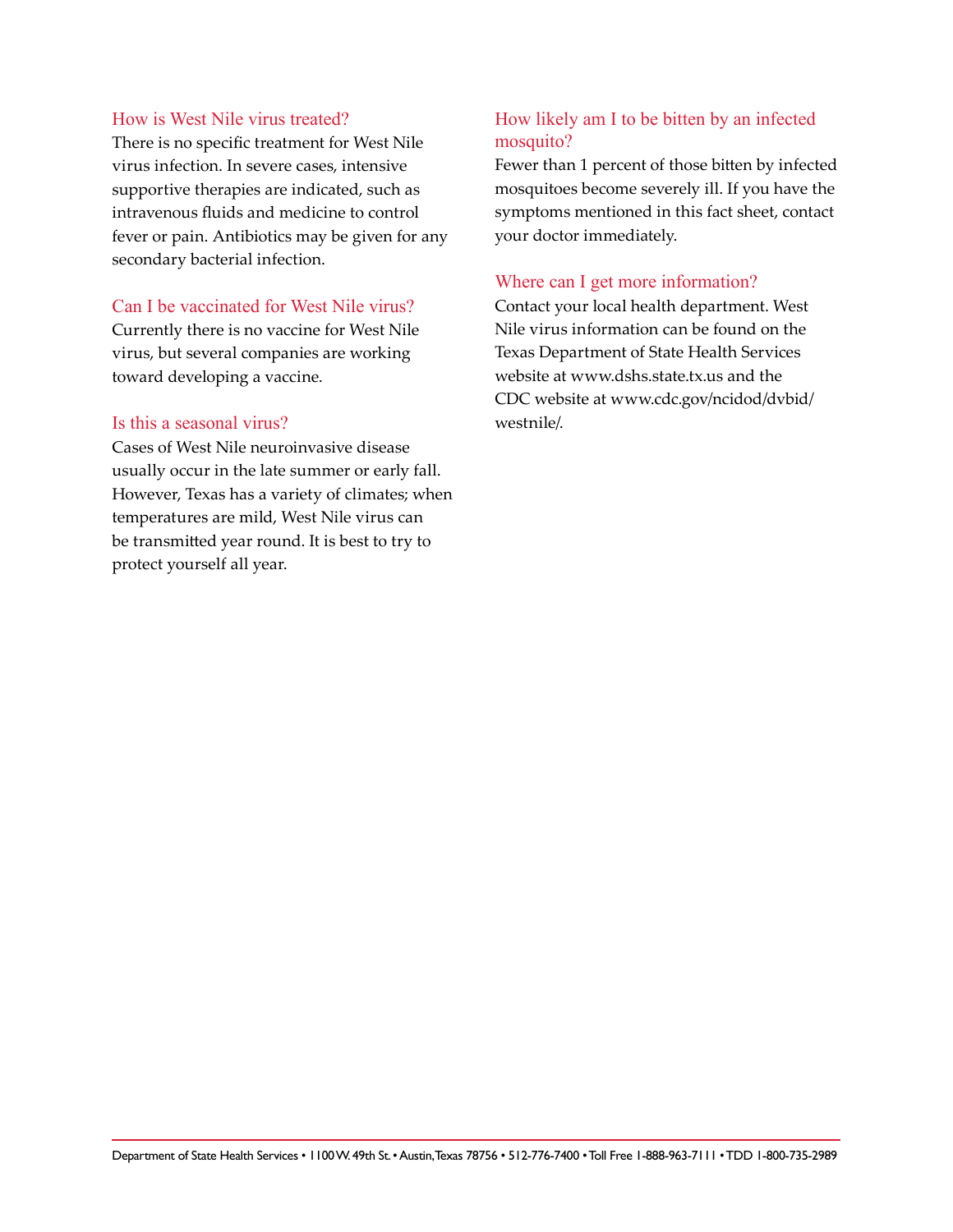## How is West Nile virus treated?

There is no specific treatment for West Nile virus infection. In severe cases, intensive supportive therapies are indicated, such as intravenous fluids and medicine to control fever or pain. Antibiotics may be given for any secondary bacterial infection.

## Can I be vaccinated for West Nile virus?

Currently there is no vaccine for West Nile virus, but several companies are working toward developing a vaccine.

## Is this a seasonal virus?

Cases of West Nile neuroinvasive disease usually occur in the late summer or early fall. However, Texas has a variety of climates; when temperatures are mild, West Nile virus can be transmitted year round. It is best to try to protect yourself all year.

## How likely am I to be bitten by an infected mosquito?

Fewer than 1 percent of those bitten by infected mosquitoes become severely ill. If you have the symptoms mentioned in this fact sheet, contact your doctor immediately.

## Where can I get more information?

Contact your local health department. West Nile virus information can be found on the Texas Department of State Health Services website at www.dshs.state.tx.us and the CDC website at www.cdc.gov/ncidod/dvbid/westnile/.

Department of State Health Services • 1100 W. 49th St. • Austin, Texas 78756 • 512-776-7400 • Toll Free 1-888-963-7111 • TDD 1-800-735-2989